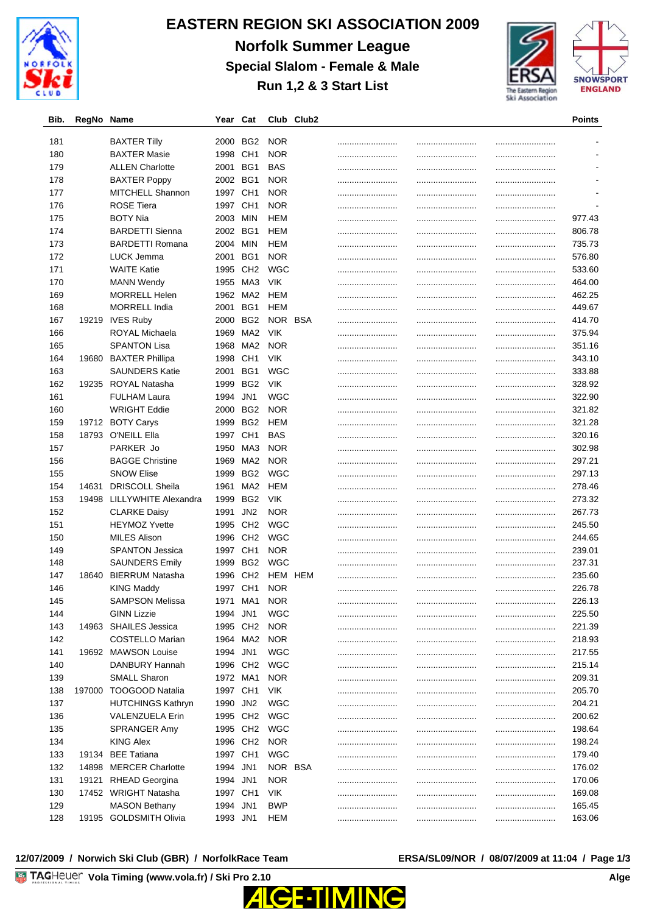# EASTERN REGION SKI ASSOCIATION 2009

## Norfolk Summer League

### Special Slalom - Female & Male

### Run 1,2 & 3 Start List

| Bib. | RegNo | Name | Year | Cat | Club | Club2 | | | | Points |
|---|---|---|---|---|---|---|---|---|---|---|
| 181 | | BAXTER Tilly | 2000 | BG2 | NOR | | .......................... | .......................... | .......................... | - |
| 180 | | BAXTER Masie | 1998 | CH1 | NOR | | .......................... | .......................... | .......................... | - |
| 179 | | ALLEN Charlotte | 2001 | BG1 | BAS | | .......................... | .......................... | .......................... | - |
| 178 | | BAXTER Poppy | 2002 | BG1 | NOR | | .......................... | .......................... | .......................... | - |
| 177 | | MITCHELL Shannon | 1997 | CH1 | NOR | | .......................... | .......................... | .......................... | - |
| 176 | | ROSE Tiera | 1997 | CH1 | NOR | | .......................... | .......................... | .......................... | - |
| 175 | | BOTY Nia | 2003 | MIN | HEM | | .......................... | .......................... | .......................... | 977.43 |
| 174 | | BARDETTI Sienna | 2002 | BG1 | HEM | | .......................... | .......................... | .......................... | 806.78 |
| 173 | | BARDETTI Romana | 2004 | MIN | HEM | | .......................... | .......................... | .......................... | 735.73 |
| 172 | | LUCK Jemma | 2001 | BG1 | NOR | | .......................... | .......................... | .......................... | 576.80 |
| 171 | | WAITE Katie | 1995 | CH2 | WGC | | .......................... | .......................... | .......................... | 533.60 |
| 170 | | MANN Wendy | 1955 | MA3 | VIK | | .......................... | .......................... | .......................... | 464.00 |
| 169 | | MORRELL Helen | 1962 | MA2 | HEM | | .......................... | .......................... | .......................... | 462.25 |
| 168 | | MORRELL India | 2001 | BG1 | HEM | | .......................... | .......................... | .......................... | 449.67 |
| 167 | 19219 | IVES Ruby | 2000 | BG2 | NOR | BSA | .......................... | .......................... | .......................... | 414.70 |
| 166 | | ROYAL Michaela | 1969 | MA2 | VIK | | .......................... | .......................... | .......................... | 375.94 |
| 165 | | SPANTON Lisa | 1968 | MA2 | NOR | | .......................... | .......................... | .......................... | 351.16 |
| 164 | 19680 | BAXTER Phillipa | 1998 | CH1 | VIK | | .......................... | .......................... | .......................... | 343.10 |
| 163 | | SAUNDERS Katie | 2001 | BG1 | WGC | | .......................... | .......................... | .......................... | 333.88 |
| 162 | 19235 | ROYAL Natasha | 1999 | BG2 | VIK | | .......................... | .......................... | .......................... | 328.92 |
| 161 | | FULHAM Laura | 1994 | JN1 | WGC | | .......................... | .......................... | .......................... | 322.90 |
| 160 | | WRIGHT Eddie | 2000 | BG2 | NOR | | .......................... | .......................... | .......................... | 321.82 |
| 159 | 19712 | BOTY Carys | 1999 | BG2 | HEM | | .......................... | .......................... | .......................... | 321.28 |
| 158 | 18793 | O'NEILL Ella | 1997 | CH1 | BAS | | .......................... | .......................... | .......................... | 320.16 |
| 157 | | PARKER Jo | 1950 | MA3 | NOR | | .......................... | .......................... | .......................... | 302.98 |
| 156 | | BAGGE Christine | 1969 | MA2 | NOR | | .......................... | .......................... | .......................... | 297.21 |
| 155 | | SNOW Elise | 1999 | BG2 | WGC | | .......................... | .......................... | .......................... | 297.13 |
| 154 | 14631 | DRISCOLL Sheila | 1961 | MA2 | HEM | | .......................... | .......................... | .......................... | 278.46 |
| 153 | 19498 | LILLYWHITE Alexandra | 1999 | BG2 | VIK | | .......................... | .......................... | .......................... | 273.32 |
| 152 | | CLARKE Daisy | 1991 | JN2 | NOR | | .......................... | .......................... | .......................... | 267.73 |
| 151 | | HEYMOZ Yvette | 1995 | CH2 | WGC | | .......................... | .......................... | .......................... | 245.50 |
| 150 | | MILES Alison | 1996 | CH2 | WGC | | .......................... | .......................... | .......................... | 244.65 |
| 149 | | SPANTON Jessica | 1997 | CH1 | NOR | | .......................... | .......................... | .......................... | 239.01 |
| 148 | | SAUNDERS Emily | 1999 | BG2 | WGC | | .......................... | .......................... | .......................... | 237.31 |
| 147 | 18640 | BIERRUM Natasha | 1996 | CH2 | HEM | HEM | .......................... | .......................... | .......................... | 235.60 |
| 146 | | KING Maddy | 1997 | CH1 | NOR | | .......................... | .......................... | .......................... | 226.78 |
| 145 | | SAMPSON Melissa | 1971 | MA1 | NOR | | .......................... | .......................... | .......................... | 226.13 |
| 144 | | GINN Lizzie | 1994 | JN1 | WGC | | .......................... | .......................... | .......................... | 225.50 |
| 143 | 14963 | SHAILES Jessica | 1995 | CH2 | NOR | | .......................... | .......................... | .......................... | 221.39 |
| 142 | | COSTELLO Marian | 1964 | MA2 | NOR | | .......................... | .......................... | .......................... | 218.93 |
| 141 | 19692 | MAWSON Louise | 1994 | JN1 | WGC | | .......................... | .......................... | .......................... | 217.55 |
| 140 | | DANBURY Hannah | 1996 | CH2 | WGC | | .......................... | .......................... | .......................... | 215.14 |
| 139 | | SMALL Sharon | 1972 | MA1 | NOR | | .......................... | .......................... | .......................... | 209.31 |
| 138 | 197000 | TOOGOOD Natalia | 1997 | CH1 | VIK | | .......................... | .......................... | .......................... | 205.70 |
| 137 | | HUTCHINGS Kathryn | 1990 | JN2 | WGC | | .......................... | .......................... | .......................... | 204.21 |
| 136 | | VALENZUELA Erin | 1995 | CH2 | WGC | | .......................... | .......................... | .......................... | 200.62 |
| 135 | | SPRANGER Amy | 1995 | CH2 | WGC | | .......................... | .......................... | .......................... | 198.64 |
| 134 | | KING Alex | 1996 | CH2 | NOR | | .......................... | .......................... | .......................... | 198.24 |
| 133 | 19134 | BEE Tatiana | 1997 | CH1 | WGC | | .......................... | .......................... | .......................... | 179.40 |
| 132 | 14898 | MERCER Charlotte | 1994 | JN1 | NOR | BSA | .......................... | .......................... | .......................... | 176.02 |
| 131 | 19121 | RHEAD Georgina | 1994 | JN1 | NOR | | .......................... | .......................... | .......................... | 170.06 |
| 130 | 17452 | WRIGHT Natasha | 1997 | CH1 | VIK | | .......................... | .......................... | .......................... | 169.08 |
| 129 | | MASON Bethany | 1994 | JN1 | BWP | | .......................... | .......................... | .......................... | 165.45 |
| 128 | 19195 | GOLDSMITH Olivia | 1993 | JN1 | HEM | | .......................... | .......................... | .......................... | 163.06 |

**12/07/2009 / Norwich Ski Club (GBR) / NorfolkRace Team** — **ERSA/SL09/NOR / 08/07/2009 at 11:04**

**Vola Timing (www.vola.fr) / Ski Pro 2.10** — **Alge**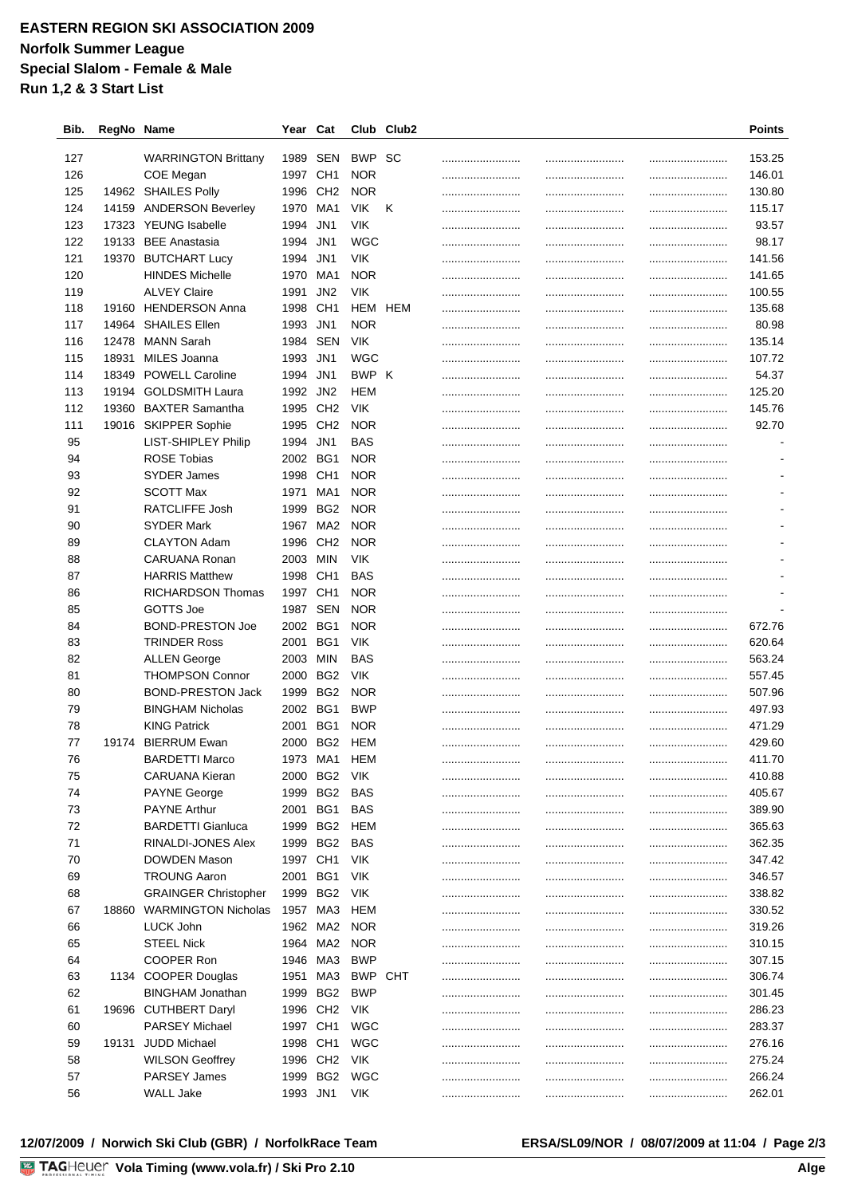# EASTERN REGION SKI ASSOCIATION 2009

**Norfolk Summer League**

**Special Slalom - Female & Male**

**Run 1,2 & 3 Start List**

| Bib. | RegNo | Name | Year | Cat | Club | Club2 | | | | Points |
|---|---|---|---|---|---|---|---|---|---|---|
| 127 | | WARRINGTON Brittany | 1989 | SEN | BWP | SC | ......................... | ......................... | ......................... | 153.25 |
| 126 | | COE Megan | 1997 | CH1 | NOR | | ......................... | ......................... | ......................... | 146.01 |
| 125 | 14962 | SHAILES Polly | 1996 | CH2 | NOR | | ......................... | ......................... | ......................... | 130.80 |
| 124 | 14159 | ANDERSON Beverley | 1970 | MA1 | VIK | K | ......................... | ......................... | ......................... | 115.17 |
| 123 | 17323 | YEUNG Isabelle | 1994 | JN1 | VIK | | ......................... | ......................... | ......................... | 93.57 |
| 122 | 19133 | BEE Anastasia | 1994 | JN1 | WGC | | ......................... | ......................... | ......................... | 98.17 |
| 121 | 19370 | BUTCHART Lucy | 1994 | JN1 | VIK | | ......................... | ......................... | ......................... | 141.56 |
| 120 | | HINDES Michelle | 1970 | MA1 | NOR | | ......................... | ......................... | ......................... | 141.65 |
| 119 | | ALVEY Claire | 1991 | JN2 | VIK | | ......................... | ......................... | ......................... | 100.55 |
| 118 | 19160 | HENDERSON Anna | 1998 | CH1 | HEM | HEM | ......................... | ......................... | ......................... | 135.68 |
| 117 | 14964 | SHAILES Ellen | 1993 | JN1 | NOR | | ......................... | ......................... | ......................... | 80.98 |
| 116 | 12478 | MANN Sarah | 1984 | SEN | VIK | | ......................... | ......................... | ......................... | 135.14 |
| 115 | 18931 | MILES Joanna | 1993 | JN1 | WGC | | ......................... | ......................... | ......................... | 107.72 |
| 114 | 18349 | POWELL Caroline | 1994 | JN1 | BWP | K | ......................... | ......................... | ......................... | 54.37 |
| 113 | 19194 | GOLDSMITH Laura | 1992 | JN2 | HEM | | ......................... | ......................... | ......................... | 125.20 |
| 112 | 19360 | BAXTER Samantha | 1995 | CH2 | VIK | | ......................... | ......................... | ......................... | 145.76 |
| 111 | 19016 | SKIPPER Sophie | 1995 | CH2 | NOR | | ......................... | ......................... | ......................... | 92.70 |
| 95 | | LIST-SHIPLEY Philip | 1994 | JN1 | BAS | | ......................... | ......................... | ......................... | - |
| 94 | | ROSE Tobias | 2002 | BG1 | NOR | | ......................... | ......................... | ......................... | - |
| 93 | | SYDER James | 1998 | CH1 | NOR | | ......................... | ......................... | ......................... | - |
| 92 | | SCOTT Max | 1971 | MA1 | NOR | | ......................... | ......................... | ......................... | - |
| 91 | | RATCLIFFE Josh | 1999 | BG2 | NOR | | ......................... | ......................... | ......................... | - |
| 90 | | SYDER Mark | 1967 | MA2 | NOR | | ......................... | ......................... | ......................... | - |
| 89 | | CLAYTON Adam | 1996 | CH2 | NOR | | ......................... | ......................... | ......................... | - |
| 88 | | CARUANA Ronan | 2003 | MIN | VIK | | ......................... | ......................... | ......................... | - |
| 87 | | HARRIS Matthew | 1998 | CH1 | BAS | | ......................... | ......................... | ......................... | - |
| 86 | | RICHARDSON Thomas | 1997 | CH1 | NOR | | ......................... | ......................... | ......................... | - |
| 85 | | GOTTS Joe | 1987 | SEN | NOR | | ......................... | ......................... | ......................... | - |
| 84 | | BOND-PRESTON Joe | 2002 | BG1 | NOR | | ......................... | ......................... | ......................... | 672.76 |
| 83 | | TRINDER Ross | 2001 | BG1 | VIK | | ......................... | ......................... | ......................... | 620.64 |
| 82 | | ALLEN George | 2003 | MIN | BAS | | ......................... | ......................... | ......................... | 563.24 |
| 81 | | THOMPSON Connor | 2000 | BG2 | VIK | | ......................... | ......................... | ......................... | 557.45 |
| 80 | | BOND-PRESTON Jack | 1999 | BG2 | NOR | | ......................... | ......................... | ......................... | 507.96 |
| 79 | | BINGHAM Nicholas | 2002 | BG1 | BWP | | ......................... | ......................... | ......................... | 497.93 |
| 78 | | KING Patrick | 2001 | BG1 | NOR | | ......................... | ......................... | ......................... | 471.29 |
| 77 | 19174 | BIERRUM Ewan | 2000 | BG2 | HEM | | ......................... | ......................... | ......................... | 429.60 |
| 76 | | BARDETTI Marco | 1973 | MA1 | HEM | | ......................... | ......................... | ......................... | 411.70 |
| 75 | | CARUANA Kieran | 2000 | BG2 | VIK | | ......................... | ......................... | ......................... | 410.88 |
| 74 | | PAYNE George | 1999 | BG2 | BAS | | ......................... | ......................... | ......................... | 405.67 |
| 73 | | PAYNE Arthur | 2001 | BG1 | BAS | | ......................... | ......................... | ......................... | 389.90 |
| 72 | | BARDETTI Gianluca | 1999 | BG2 | HEM | | ......................... | ......................... | ......................... | 365.63 |
| 71 | | RINALDI-JONES Alex | 1999 | BG2 | BAS | | ......................... | ......................... | ......................... | 362.35 |
| 70 | | DOWDEN Mason | 1997 | CH1 | VIK | | ......................... | ......................... | ......................... | 347.42 |
| 69 | | TROUNG Aaron | 2001 | BG1 | VIK | | ......................... | ......................... | ......................... | 346.57 |
| 68 | | GRAINGER Christopher | 1999 | BG2 | VIK | | ......................... | ......................... | ......................... | 338.82 |
| 67 | 18860 | WARMINGTON Nicholas | 1957 | MA3 | HEM | | ......................... | ......................... | ......................... | 330.52 |
| 66 | | LUCK John | 1962 | MA2 | NOR | | ......................... | ......................... | ......................... | 319.26 |
| 65 | | STEEL Nick | 1964 | MA2 | NOR | | ......................... | ......................... | ......................... | 310.15 |
| 64 | | COOPER Ron | 1946 | MA3 | BWP | | ......................... | ......................... | ......................... | 307.15 |
| 63 | 1134 | COOPER Douglas | 1951 | MA3 | BWP | CHT | ......................... | ......................... | ......................... | 306.74 |
| 62 | | BINGHAM Jonathan | 1999 | BG2 | BWP | | ......................... | ......................... | ......................... | 301.45 |
| 61 | 19696 | CUTHBERT Daryl | 1996 | CH2 | VIK | | ......................... | ......................... | ......................... | 286.23 |
| 60 | | PARSEY Michael | 1997 | CH1 | WGC | | ......................... | ......................... | ......................... | 283.37 |
| 59 | 19131 | JUDD Michael | 1998 | CH1 | WGC | | ......................... | ......................... | ......................... | 276.16 |
| 58 | | WILSON Geoffrey | 1996 | CH2 | VIK | | ......................... | ......................... | ......................... | 275.24 |
| 57 | | PARSEY James | 1999 | BG2 | WGC | | ......................... | ......................... | ......................... | 266.24 |
| 56 | | WALL Jake | 1993 | JN1 | VIK | | ......................... | ......................... | ......................... | 262.01 |

12/07/2009 / Norwich Ski Club (GBR) / NorfolkRace Team    ERSA/SL09/NOR / 08/07/2009 at 11:04

TAGHeuer Vola Timing (www.vola.fr) / Ski Pro 2.10    Alge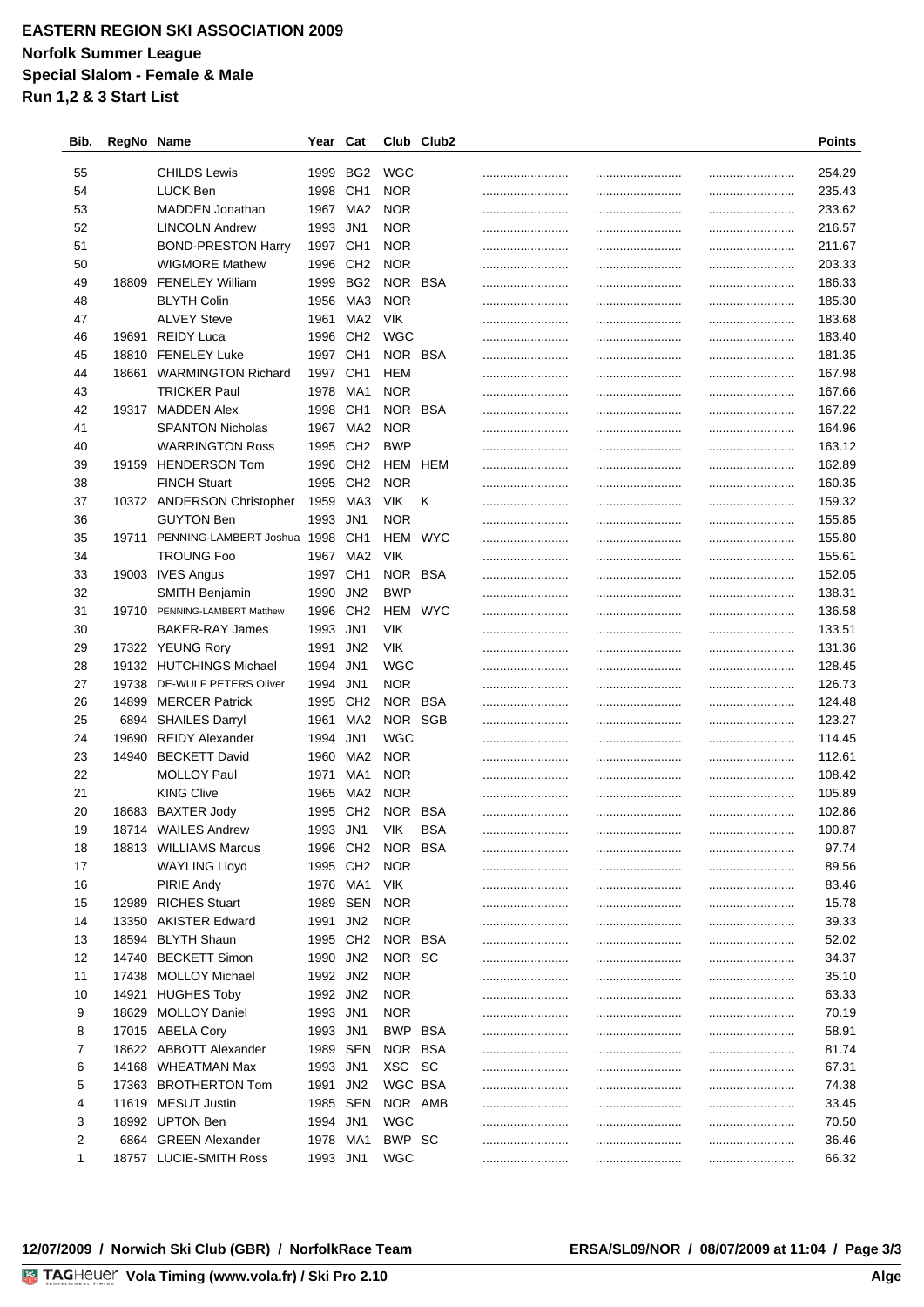**EASTERN REGION SKI ASSOCIATION 2009**
**Norfolk Summer League**
**Special Slalom - Female & Male**
**Run 1,2 & 3 Start List**

| Bib. | RegNo | Name | Year | Cat | Club | Club2 | | | | Points |
|---|---|---|---|---|---|---|---|---|---|---|
| 55 | | CHILDS Lewis | 1999 | BG2 | WGC | | .......................... | .......................... | .......................... | 254.29 |
| 54 | | LUCK Ben | 1998 | CH1 | NOR | | .......................... | .......................... | .......................... | 235.43 |
| 53 | | MADDEN Jonathan | 1967 | MA2 | NOR | | .......................... | .......................... | .......................... | 233.62 |
| 52 | | LINCOLN Andrew | 1993 | JN1 | NOR | | .......................... | .......................... | .......................... | 216.57 |
| 51 | | BOND-PRESTON Harry | 1997 | CH1 | NOR | | .......................... | .......................... | .......................... | 211.67 |
| 50 | | WIGMORE Mathew | 1996 | CH2 | NOR | | .......................... | .......................... | .......................... | 203.33 |
| 49 | 18809 | FENELEY William | 1999 | BG2 | NOR | BSA | .......................... | .......................... | .......................... | 186.33 |
| 48 | | BLYTH Colin | 1956 | MA3 | NOR | | .......................... | .......................... | .......................... | 185.30 |
| 47 | | ALVEY Steve | 1961 | MA2 | VIK | | .......................... | .......................... | .......................... | 183.68 |
| 46 | 19691 | REIDY Luca | 1996 | CH2 | WGC | | .......................... | .......................... | .......................... | 183.40 |
| 45 | 18810 | FENELEY Luke | 1997 | CH1 | NOR | BSA | .......................... | .......................... | .......................... | 181.35 |
| 44 | 18661 | WARMINGTON Richard | 1997 | CH1 | HEM | | .......................... | .......................... | .......................... | 167.98 |
| 43 | | TRICKER Paul | 1978 | MA1 | NOR | | .......................... | .......................... | .......................... | 167.66 |
| 42 | 19317 | MADDEN Alex | 1998 | CH1 | NOR | BSA | .......................... | .......................... | .......................... | 167.22 |
| 41 | | SPANTON Nicholas | 1967 | MA2 | NOR | | .......................... | .......................... | .......................... | 164.96 |
| 40 | | WARRINGTON Ross | 1995 | CH2 | BWP | | .......................... | .......................... | .......................... | 163.12 |
| 39 | 19159 | HENDERSON Tom | 1996 | CH2 | HEM | HEM | .......................... | .......................... | .......................... | 162.89 |
| 38 | | FINCH Stuart | 1995 | CH2 | NOR | | .......................... | .......................... | .......................... | 160.35 |
| 37 | 10372 | ANDERSON Christopher | 1959 | MA3 | VIK | K | .......................... | .......................... | .......................... | 159.32 |
| 36 | | GUYTON Ben | 1993 | JN1 | NOR | | .......................... | .......................... | .......................... | 155.85 |
| 35 | 19711 | PENNING-LAMBERT Joshua | 1998 | CH1 | HEM | WYC | .......................... | .......................... | .......................... | 155.80 |
| 34 | | TROUNG Foo | 1967 | MA2 | VIK | | .......................... | .......................... | .......................... | 155.61 |
| 33 | 19003 | IVES Angus | 1997 | CH1 | NOR | BSA | .......................... | .......................... | .......................... | 152.05 |
| 32 | | SMITH Benjamin | 1990 | JN2 | BWP | | .......................... | .......................... | .......................... | 138.31 |
| 31 | 19710 | PENNING-LAMBERT Matthew | 1996 | CH2 | HEM | WYC | .......................... | .......................... | .......................... | 136.58 |
| 30 | | BAKER-RAY James | 1993 | JN1 | VIK | | .......................... | .......................... | .......................... | 133.51 |
| 29 | 17322 | YEUNG Rory | 1991 | JN2 | VIK | | .......................... | .......................... | .......................... | 131.36 |
| 28 | 19132 | HUTCHINGS Michael | 1994 | JN1 | WGC | | .......................... | .......................... | .......................... | 128.45 |
| 27 | 19738 | DE-WULF PETERS Oliver | 1994 | JN1 | NOR | | .......................... | .......................... | .......................... | 126.73 |
| 26 | 14899 | MERCER Patrick | 1995 | CH2 | NOR | BSA | .......................... | .......................... | .......................... | 124.48 |
| 25 | 6894 | SHAILES Darryl | 1961 | MA2 | NOR | SGB | .......................... | .......................... | .......................... | 123.27 |
| 24 | 19690 | REIDY Alexander | 1994 | JN1 | WGC | | .......................... | .......................... | .......................... | 114.45 |
| 23 | 14940 | BECKETT David | 1960 | MA2 | NOR | | .......................... | .......................... | .......................... | 112.61 |
| 22 | | MOLLOY Paul | 1971 | MA1 | NOR | | .......................... | .......................... | .......................... | 108.42 |
| 21 | | KING Clive | 1965 | MA2 | NOR | | .......................... | .......................... | .......................... | 105.89 |
| 20 | 18683 | BAXTER Jody | 1995 | CH2 | NOR | BSA | .......................... | .......................... | .......................... | 102.86 |
| 19 | 18714 | WAILES Andrew | 1993 | JN1 | VIK | BSA | .......................... | .......................... | .......................... | 100.87 |
| 18 | 18813 | WILLIAMS Marcus | 1996 | CH2 | NOR | BSA | .......................... | .......................... | .......................... | 97.74 |
| 17 | | WAYLING Lloyd | 1995 | CH2 | NOR | | .......................... | .......................... | .......................... | 89.56 |
| 16 | | PIRIE Andy | 1976 | MA1 | VIK | | .......................... | .......................... | .......................... | 83.46 |
| 15 | 12989 | RICHES Stuart | 1989 | SEN | NOR | | .......................... | .......................... | .......................... | 15.78 |
| 14 | 13350 | AKISTER Edward | 1991 | JN2 | NOR | | .......................... | .......................... | .......................... | 39.33 |
| 13 | 18594 | BLYTH Shaun | 1995 | CH2 | NOR | BSA | .......................... | .......................... | .......................... | 52.02 |
| 12 | 14740 | BECKETT Simon | 1990 | JN2 | NOR | SC | .......................... | .......................... | .......................... | 34.37 |
| 11 | 17438 | MOLLOY Michael | 1992 | JN2 | NOR | | .......................... | .......................... | .......................... | 35.10 |
| 10 | 14921 | HUGHES Toby | 1992 | JN2 | NOR | | .......................... | .......................... | .......................... | 63.33 |
| 9 | 18629 | MOLLOY Daniel | 1993 | JN1 | NOR | | .......................... | .......................... | .......................... | 70.19 |
| 8 | 17015 | ABELA Cory | 1993 | JN1 | BWP | BSA | .......................... | .......................... | .......................... | 58.91 |
| 7 | 18622 | ABBOTT Alexander | 1989 | SEN | NOR | BSA | .......................... | .......................... | .......................... | 81.74 |
| 6 | 14168 | WHEATMAN Max | 1993 | JN1 | XSC | SC | .......................... | .......................... | .......................... | 67.31 |
| 5 | 17363 | BROTHERTON Tom | 1991 | JN2 | WGC | BSA | .......................... | .......................... | .......................... | 74.38 |
| 4 | 11619 | MESUT Justin | 1985 | SEN | NOR | AMB | .......................... | .......................... | .......................... | 33.45 |
| 3 | 18992 | UPTON Ben | 1994 | JN1 | WGC | | .......................... | .......................... | .......................... | 70.50 |
| 2 | 6864 | GREEN Alexander | 1978 | MA1 | BWP | SC | .......................... | .......................... | .......................... | 36.46 |
| 1 | 18757 | LUCIE-SMITH Ross | 1993 | JN1 | WGC | | .......................... | .......................... | .......................... | 66.32 |

**12/07/2009 / Norwich Ski Club (GBR) / NorfolkRace Team**

**ERSA/SL09/NOR / 08/07/2009 at 11:04**

**Vola Timing (www.vola.fr) / Ski Pro 2.10**

**Alge**